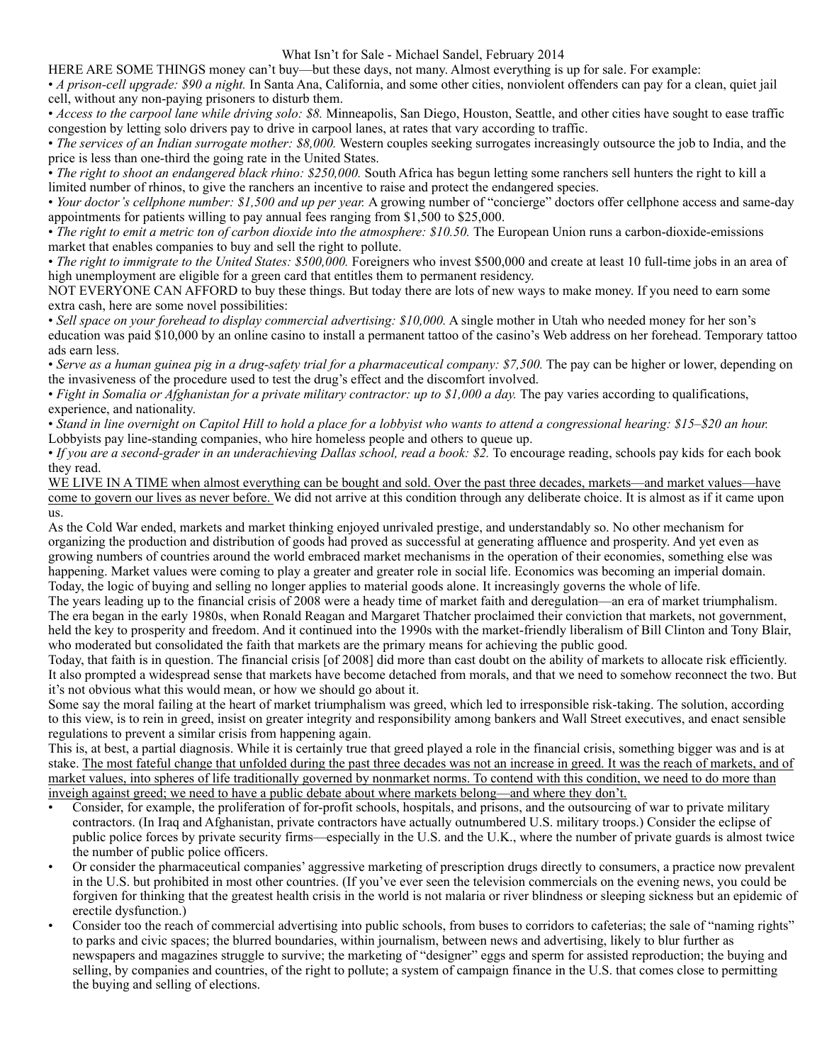What Isn't for Sale - Michael Sandel, February 2014

HERE ARE SOME THINGS money can't buy—but these days, not many. Almost everything is up for sale. For example:

- *A prison-cell upgrade: $90 a night.* In Santa Ana, California, and some other cities, nonviolent offenders can pay for a clean, quiet jail cell, without any non-paying prisoners to disturb them.
- *Access to the carpool lane while driving solo: $8.* Minneapolis, San Diego, Houston, Seattle, and other cities have sought to ease traffic congestion by letting solo drivers pay to drive in carpool lanes, at rates that vary according to traffic.
- *The services of an Indian surrogate mother: $8,000.* Western couples seeking surrogates increasingly outsource the job to India, and the price is less than one-third the going rate in the United States.
- *The right to shoot an endangered black rhino: $250,000.* South Africa has begun letting some ranchers sell hunters the right to kill a limited number of rhinos, to give the ranchers an incentive to raise and protect the endangered species.
- *Your doctor's cellphone number: $1,500 and up per year.* A growing number of "concierge" doctors offer cellphone access and same-day appointments for patients willing to pay annual fees ranging from $1,500 to $25,000.
- *The right to emit a metric ton of carbon dioxide into the atmosphere: $10.50.* The European Union runs a carbon-dioxide-emissions market that enables companies to buy and sell the right to pollute.
- *The right to immigrate to the United States: $500,000.* Foreigners who invest $500,000 and create at least 10 full-time jobs in an area of high unemployment are eligible for a green card that entitles them to permanent residency.

NOT EVERYONE CAN AFFORD to buy these things. But today there are lots of new ways to make money. If you need to earn some extra cash, here are some novel possibilities:

- *Sell space on your forehead to display commercial advertising: $10,000.* A single mother in Utah who needed money for her son's education was paid $10,000 by an online casino to install a permanent tattoo of the casino's Web address on her forehead. Temporary tattoo ads earn less.
- *Serve as a human guinea pig in a drug-safety trial for a pharmaceutical company: $7,500.* The pay can be higher or lower, depending on the invasiveness of the procedure used to test the drug's effect and the discomfort involved.
- *Fight in Somalia or Afghanistan for a private military contractor: up to $1,000 a day.* The pay varies according to qualifications, experience, and nationality.
- *Stand in line overnight on Capitol Hill to hold a place for a lobbyist who wants to attend a congressional hearing: $15–$20 an hour.* Lobbyists pay line-standing companies, who hire homeless people and others to queue up.
- *If you are a second-grader in an underachieving Dallas school, read a book: $2.* To encourage reading, schools pay kids for each book they read.

<u>WE LIVE IN A TIME when almost everything can be bought and sold. Over the past three decades, markets—and market values—have come to govern our lives as never before.</u> We did not arrive at this condition through any deliberate choice. It is almost as if it came upon us.

As the Cold War ended, markets and market thinking enjoyed unrivaled prestige, and understandably so. No other mechanism for organizing the production and distribution of goods had proved as successful at generating affluence and prosperity. And yet even as growing numbers of countries around the world embraced market mechanisms in the operation of their economies, something else was happening. Market values were coming to play a greater and greater role in social life. Economics was becoming an imperial domain. Today, the logic of buying and selling no longer applies to material goods alone. It increasingly governs the whole of life.

The years leading up to the financial crisis of 2008 were a heady time of market faith and deregulation—an era of market triumphalism. The era began in the early 1980s, when Ronald Reagan and Margaret Thatcher proclaimed their conviction that markets, not government, held the key to prosperity and freedom. And it continued into the 1990s with the market-friendly liberalism of Bill Clinton and Tony Blair, who moderated but consolidated the faith that markets are the primary means for achieving the public good.

Today, that faith is in question. The financial crisis [of 2008] did more than cast doubt on the ability of markets to allocate risk efficiently. It also prompted a widespread sense that markets have become detached from morals, and that we need to somehow reconnect the two. But it's not obvious what this would mean, or how we should go about it.

Some say the moral failing at the heart of market triumphalism was greed, which led to irresponsible risk-taking. The solution, according to this view, is to rein in greed, insist on greater integrity and responsibility among bankers and Wall Street executives, and enact sensible regulations to prevent a similar crisis from happening again.

This is, at best, a partial diagnosis. While it is certainly true that greed played a role in the financial crisis, something bigger was and is at stake. <u>The most fateful change that unfolded during the past three decades was not an increase in greed. It was the reach of markets, and of market values, into spheres of life traditionally governed by nonmarket norms. To contend with this condition, we need to do more than inveigh against greed; we need to have a public debate about where markets belong—and where they don't.</u>

- Consider, for example, the proliferation of for-profit schools, hospitals, and prisons, and the outsourcing of war to private military contractors. (In Iraq and Afghanistan, private contractors have actually outnumbered U.S. military troops.) Consider the eclipse of public police forces by private security firms—especially in the U.S. and the U.K., where the number of private guards is almost twice the number of public police officers.
- Or consider the pharmaceutical companies' aggressive marketing of prescription drugs directly to consumers, a practice now prevalent in the U.S. but prohibited in most other countries. (If you've ever seen the television commercials on the evening news, you could be forgiven for thinking that the greatest health crisis in the world is not malaria or river blindness or sleeping sickness but an epidemic of erectile dysfunction.)
- Consider too the reach of commercial advertising into public schools, from buses to corridors to cafeterias; the sale of "naming rights" to parks and civic spaces; the blurred boundaries, within journalism, between news and advertising, likely to blur further as newspapers and magazines struggle to survive; the marketing of "designer" eggs and sperm for assisted reproduction; the buying and selling, by companies and countries, of the right to pollute; a system of campaign finance in the U.S. that comes close to permitting the buying and selling of elections.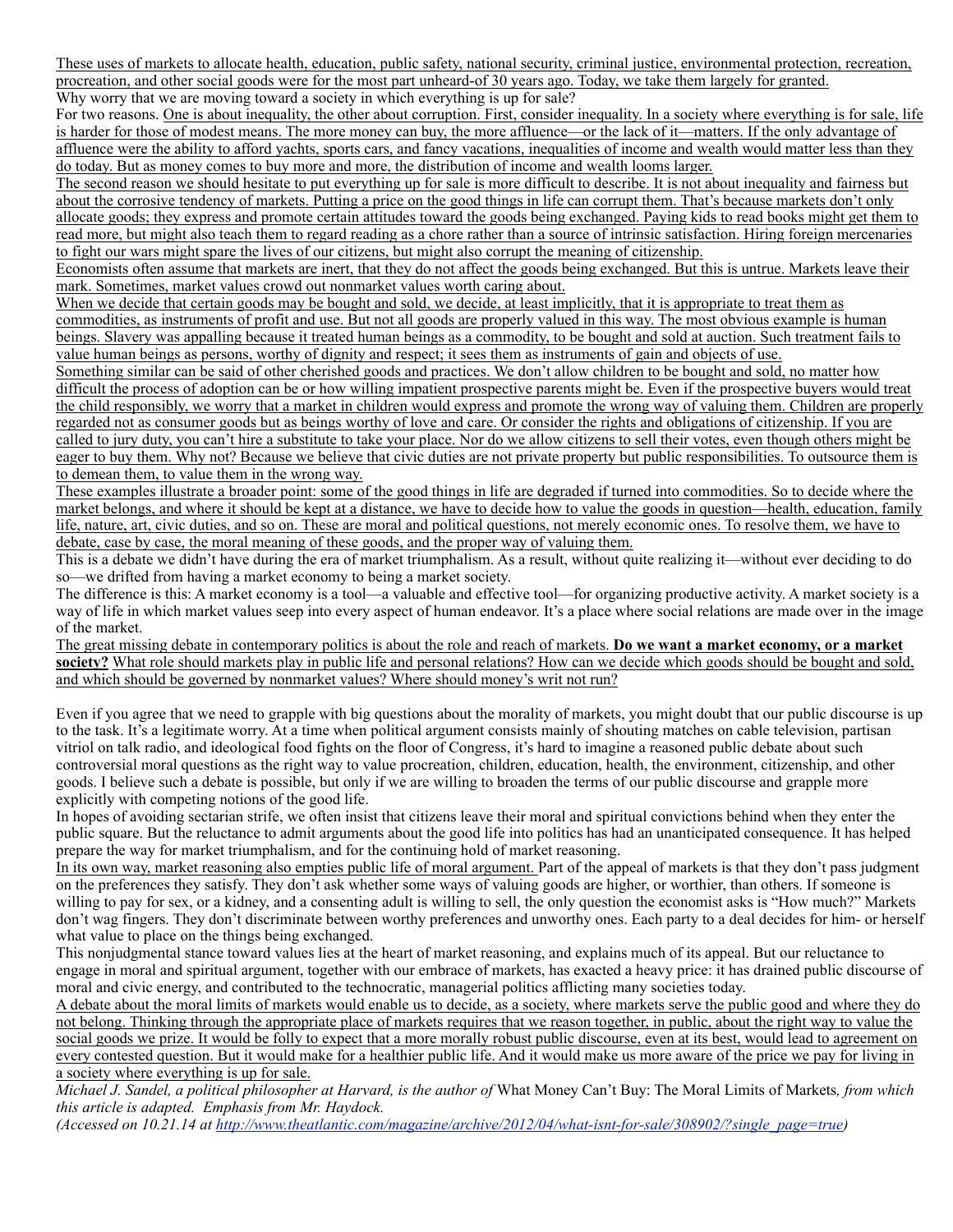These uses of markets to allocate health, education, public safety, national security, criminal justice, environmental protection, recreation, procreation, and other social goods were for the most part unheard-of 30 years ago. Today, we take them largely for granted.

Why worry that we are moving toward a society in which everything is up for sale?

For two reasons. One is about inequality, the other about corruption. First, consider inequality. In a society where everything is for sale, life is harder for those of modest means. The more money can buy, the more affluence—or the lack of it—matters. If the only advantage of affluence were the ability to afford yachts, sports cars, and fancy vacations, inequalities of income and wealth would matter less than they do today. But as money comes to buy more and more, the distribution of income and wealth looms larger.

The second reason we should hesitate to put everything up for sale is more difficult to describe. It is not about inequality and fairness but about the corrosive tendency of markets. Putting a price on the good things in life can corrupt them. That's because markets don't only allocate goods; they express and promote certain attitudes toward the goods being exchanged. Paying kids to read books might get them to read more, but might also teach them to regard reading as a chore rather than a source of intrinsic satisfaction. Hiring foreign mercenaries to fight our wars might spare the lives of our citizens, but might also corrupt the meaning of citizenship.

Economists often assume that markets are inert, that they do not affect the goods being exchanged. But this is untrue. Markets leave their mark. Sometimes, market values crowd out nonmarket values worth caring about.

When we decide that certain goods may be bought and sold, we decide, at least implicitly, that it is appropriate to treat them as commodities, as instruments of profit and use. But not all goods are properly valued in this way. The most obvious example is human beings. Slavery was appalling because it treated human beings as a commodity, to be bought and sold at auction. Such treatment fails to value human beings as persons, worthy of dignity and respect; it sees them as instruments of gain and objects of use.

Something similar can be said of other cherished goods and practices. We don't allow children to be bought and sold, no matter how difficult the process of adoption can be or how willing impatient prospective parents might be. Even if the prospective buyers would treat the child responsibly, we worry that a market in children would express and promote the wrong way of valuing them. Children are properly regarded not as consumer goods but as beings worthy of love and care. Or consider the rights and obligations of citizenship. If you are called to jury duty, you can't hire a substitute to take your place. Nor do we allow citizens to sell their votes, even though others might be eager to buy them. Why not? Because we believe that civic duties are not private property but public responsibilities. To outsource them is to demean them, to value them in the wrong way.

These examples illustrate a broader point: some of the good things in life are degraded if turned into commodities. So to decide where the market belongs, and where it should be kept at a distance, we have to decide how to value the goods in question—health, education, family life, nature, art, civic duties, and so on. These are moral and political questions, not merely economic ones. To resolve them, we have to debate, case by case, the moral meaning of these goods, and the proper way of valuing them.

This is a debate we didn't have during the era of market triumphalism. As a result, without quite realizing it—without ever deciding to do so—we drifted from having a market economy to being a market society.

The difference is this: A market economy is a tool—a valuable and effective tool—for organizing productive activity. A market society is a way of life in which market values seep into every aspect of human endeavor. It's a place where social relations are made over in the image of the market.

The great missing debate in contemporary politics is about the role and reach of markets. **Do we want a market economy, or a market society?** What role should markets play in public life and personal relations? How can we decide which goods should be bought and sold, and which should be governed by nonmarket values? Where should money's writ not run?

Even if you agree that we need to grapple with big questions about the morality of markets, you might doubt that our public discourse is up to the task. It's a legitimate worry. At a time when political argument consists mainly of shouting matches on cable television, partisan vitriol on talk radio, and ideological food fights on the floor of Congress, it's hard to imagine a reasoned public debate about such controversial moral questions as the right way to value procreation, children, education, health, the environment, citizenship, and other goods. I believe such a debate is possible, but only if we are willing to broaden the terms of our public discourse and grapple more explicitly with competing notions of the good life.

In hopes of avoiding sectarian strife, we often insist that citizens leave their moral and spiritual convictions behind when they enter the public square. But the reluctance to admit arguments about the good life into politics has had an unanticipated consequence. It has helped prepare the way for market triumphalism, and for the continuing hold of market reasoning.

In its own way, market reasoning also empties public life of moral argument. Part of the appeal of markets is that they don't pass judgment on the preferences they satisfy. They don't ask whether some ways of valuing goods are higher, or worthier, than others. If someone is willing to pay for sex, or a kidney, and a consenting adult is willing to sell, the only question the economist asks is "How much?" Markets don't wag fingers. They don't discriminate between worthy preferences and unworthy ones. Each party to a deal decides for him- or herself what value to place on the things being exchanged.

This nonjudgmental stance toward values lies at the heart of market reasoning, and explains much of its appeal. But our reluctance to engage in moral and spiritual argument, together with our embrace of markets, has exacted a heavy price: it has drained public discourse of moral and civic energy, and contributed to the technocratic, managerial politics afflicting many societies today.

A debate about the moral limits of markets would enable us to decide, as a society, where markets serve the public good and where they do not belong. Thinking through the appropriate place of markets requires that we reason together, in public, about the right way to value the social goods we prize. It would be folly to expect that a more morally robust public discourse, even at its best, would lead to agreement on every contested question. But it would make for a healthier public life. And it would make us more aware of the price we pay for living in a society where everything is up for sale.

*Michael J. Sandel, a political philosopher at Harvard, is the author of* What Money Can't Buy: The Moral Limits of Markets*, from which this article is adapted. Emphasis from Mr. Haydock.*

*(Accessed on 10.21.14 at http://www.theatlantic.com/magazine/archive/2012/04/what-isnt-for-sale/308902/?single_page=true)*